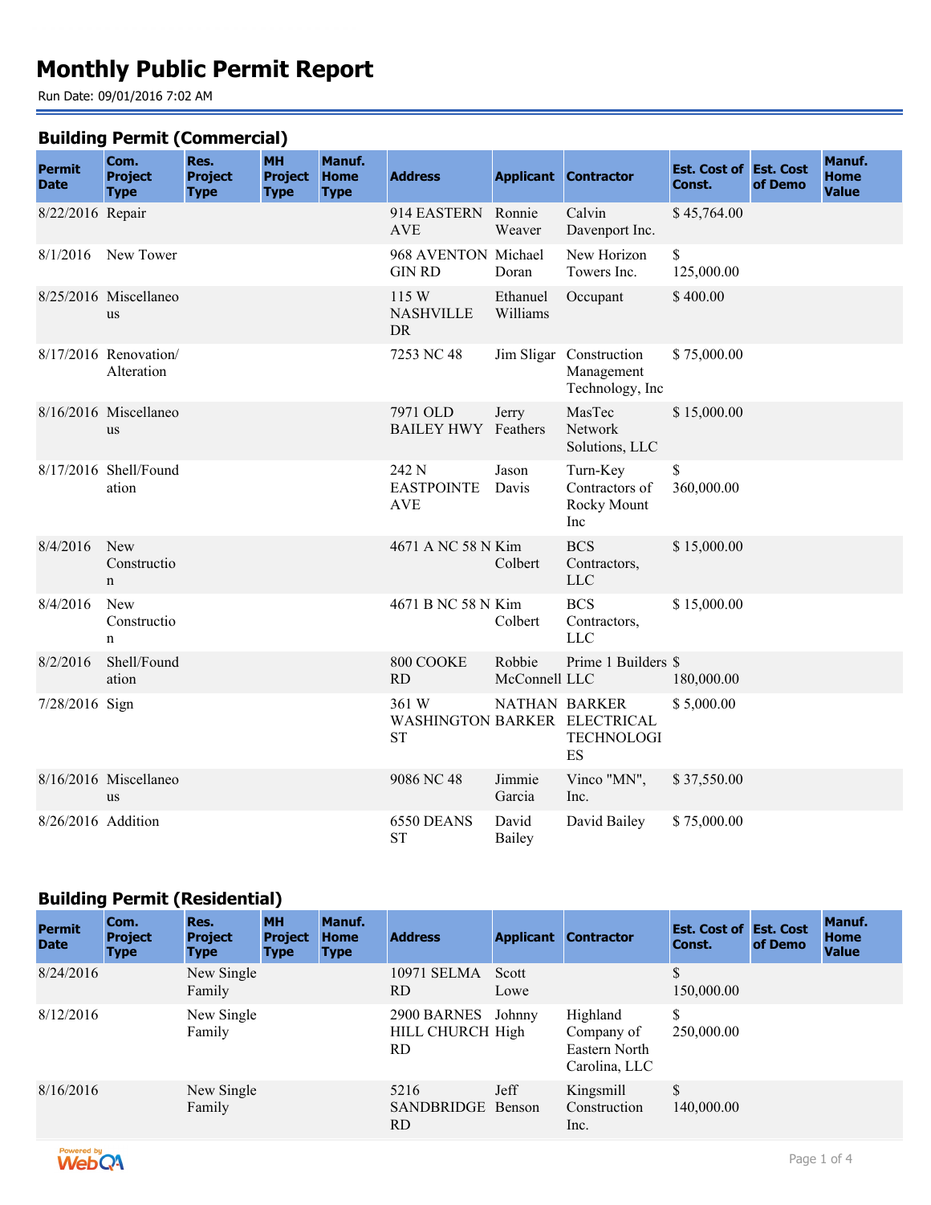# Monthly Public Permit Report

Run Date: 09/01/2016 7:02 AM

## Building Permit (Commercial)

| Permit Date | Com. Project Type | Res. Project Type | MH Project Type | Manuf. Home Type | Address | Applicant | Contractor | Est. Cost of Const. | Est. Cost of Demo | Manuf. Home Value |
|---|---|---|---|---|---|---|---|---|---|---|
| 8/22/2016 | Repair | | | | 914 EASTERN AVE | Ronnie Weaver | Calvin Davenport Inc. | $ 45,764.00 | | |
| 8/1/2016 | New Tower | | | | 968 AVENTON GIN RD | Michael Doran | New Horizon Towers Inc. | $ 125,000.00 | | |
| 8/25/2016 | Miscellaneous | | | | 115 W NASHVILLE DR | Ethanuel Williams | Occupant | $ 400.00 | | |
| 8/17/2016 | Renovation/ Alteration | | | | 7253 NC 48 | Jim Sligar | Construction Management Technology, Inc | $ 75,000.00 | | |
| 8/16/2016 | Miscellaneous | | | | 7971 OLD BAILEY HWY | Jerry Feathers | MasTec Network Solutions, LLC | $ 15,000.00 | | |
| 8/17/2016 | Shell/Foundation | | | | 242 N EASTPOINTE AVE | Jason Davis | Turn-Key Contractors of Rocky Mount Inc | $ 360,000.00 | | |
| 8/4/2016 | New Construction | | | | 4671 A NC 58 N | Kim Colbert | BCS Contractors, LLC | $ 15,000.00 | | |
| 8/4/2016 | New Construction | | | | 4671 B NC 58 N | Kim Colbert | BCS Contractors, LLC | $ 15,000.00 | | |
| 8/2/2016 | Shell/Foundation | | | | 800 COOKE RD | Robbie McConnell | Prime 1 Builders LLC | $ 180,000.00 | | |
| 7/28/2016 | Sign | | | | 361 W WASHINGTON ST | NATHAN BARKER | BARKER ELECTRICAL TECHNOLOGIES | $ 5,000.00 | | |
| 8/16/2016 | Miscellaneous | | | | 9086 NC 48 | Jimmie Garcia | Vinco "MN", Inc. | $ 37,550.00 | | |
| 8/26/2016 | Addition | | | | 6550 DEANS ST | David Bailey | David Bailey | $ 75,000.00 | | |

## Building Permit (Residential)

| Permit Date | Com. Project Type | Res. Project Type | MH Project Type | Manuf. Home Type | Address | Applicant | Contractor | Est. Cost of Const. | Est. Cost of Demo | Manuf. Home Value |
|---|---|---|---|---|---|---|---|---|---|---|
| 8/24/2016 | | New Single Family | | | 10971 SELMA RD | Scott Lowe | | $ 150,000.00 | | |
| 8/12/2016 | | New Single Family | | | 2900 BARNES HILL CHURCH RD | Johnny High | Highland Company of Eastern North Carolina, LLC | $ 250,000.00 | | |
| 8/16/2016 | | New Single Family | | | 5216 SANDBRIDGE RD | Jeff Benson | Kingsmill Construction Inc. | $ 140,000.00 | | |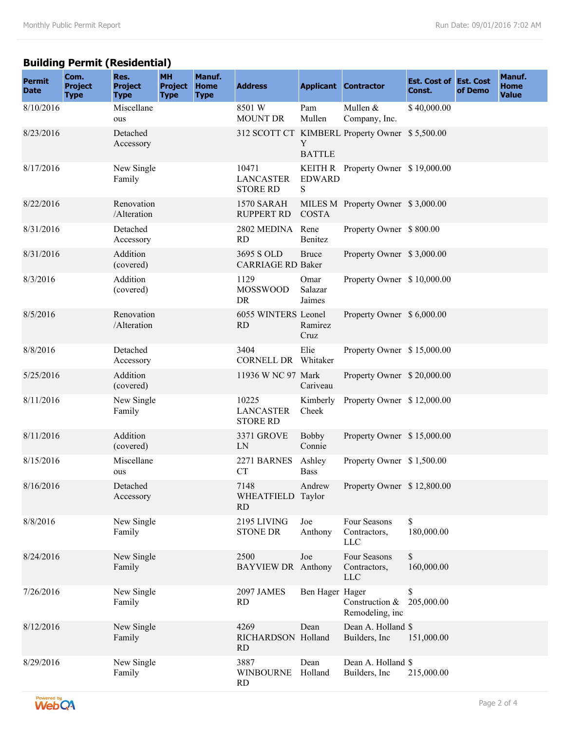## Building Permit (Residential)

| Permit Date | Com. Project Type | Res. Project Type | MH Project Type | Manuf. Home Type | Address | Applicant | Contractor | Est. Cost of Const. | Est. Cost of Demo | Manuf. Home Value |
|---|---|---|---|---|---|---|---|---|---|---|
| 8/10/2016 | | Miscellaneous | | | 8501 W MOUNT DR | Pam Mullen | Mullen & Company, Inc. | $ 40,000.00 | | |
| 8/23/2016 | | Detached Accessory | | | 312 SCOTT CT | KIMBERLY BATTLE | Property Owner | $ 5,500.00 | | |
| 8/17/2016 | | New Single Family | | | 10471 LANCASTER STORE RD | KEITH R EDWARDS | Property Owner | $ 19,000.00 | | |
| 8/22/2016 | | Renovation /Alteration | | | 1570 SARAH RUPPERT RD | MILES M COSTA | Property Owner | $ 3,000.00 | | |
| 8/31/2016 | | Detached Accessory | | | 2802 MEDINA RD | Rene Benitez | Property Owner | $ 800.00 | | |
| 8/31/2016 | | Addition (covered) | | | 3695 S OLD CARRIAGE RD | Bruce Baker | Property Owner | $ 3,000.00 | | |
| 8/3/2016 | | Addition (covered) | | | 1129 MOSSWOOD DR | Omar Salazar Jaimes | Property Owner | $ 10,000.00 | | |
| 8/5/2016 | | Renovation /Alteration | | | 6055 WINTERS RD | Leonel Ramirez Cruz | Property Owner | $ 6,000.00 | | |
| 8/8/2016 | | Detached Accessory | | | 3404 CORNELL DR | Elie Whitaker | Property Owner | $ 15,000.00 | | |
| 5/25/2016 | | Addition (covered) | | | 11936 W NC 97 | Mark Cariveau | Property Owner | $ 20,000.00 | | |
| 8/11/2016 | | New Single Family | | | 10225 LANCASTER STORE RD | Kimberly Cheek | Property Owner | $ 12,000.00 | | |
| 8/11/2016 | | Addition (covered) | | | 3371 GROVE LN | Bobby Connie | Property Owner | $ 15,000.00 | | |
| 8/15/2016 | | Miscellaneous | | | 2271 BARNES CT | Ashley Bass | Property Owner | $ 1,500.00 | | |
| 8/16/2016 | | Detached Accessory | | | 7148 WHEATFIELD RD | Andrew Taylor | Property Owner | $ 12,800.00 | | |
| 8/8/2016 | | New Single Family | | | 2195 LIVING STONE DR | Joe Anthony | Four Seasons Contractors, LLC | $ 180,000.00 | | |
| 8/24/2016 | | New Single Family | | | 2500 BAYVIEW DR | Joe Anthony | Four Seasons Contractors, LLC | $ 160,000.00 | | |
| 7/26/2016 | | New Single Family | | | 2097 JAMES RD | Ben Hager | Hager Construction & Remodeling, inc | $ 205,000.00 | | |
| 8/12/2016 | | New Single Family | | | 4269 RICHARDSON RD | Dean Holland | Dean A. Holland Builders, Inc | $ 151,000.00 | | |
| 8/29/2016 | | New Single Family | | | 3887 WINBOURNE RD | Dean Holland | Dean A. Holland Builders, Inc | $ 215,000.00 | | |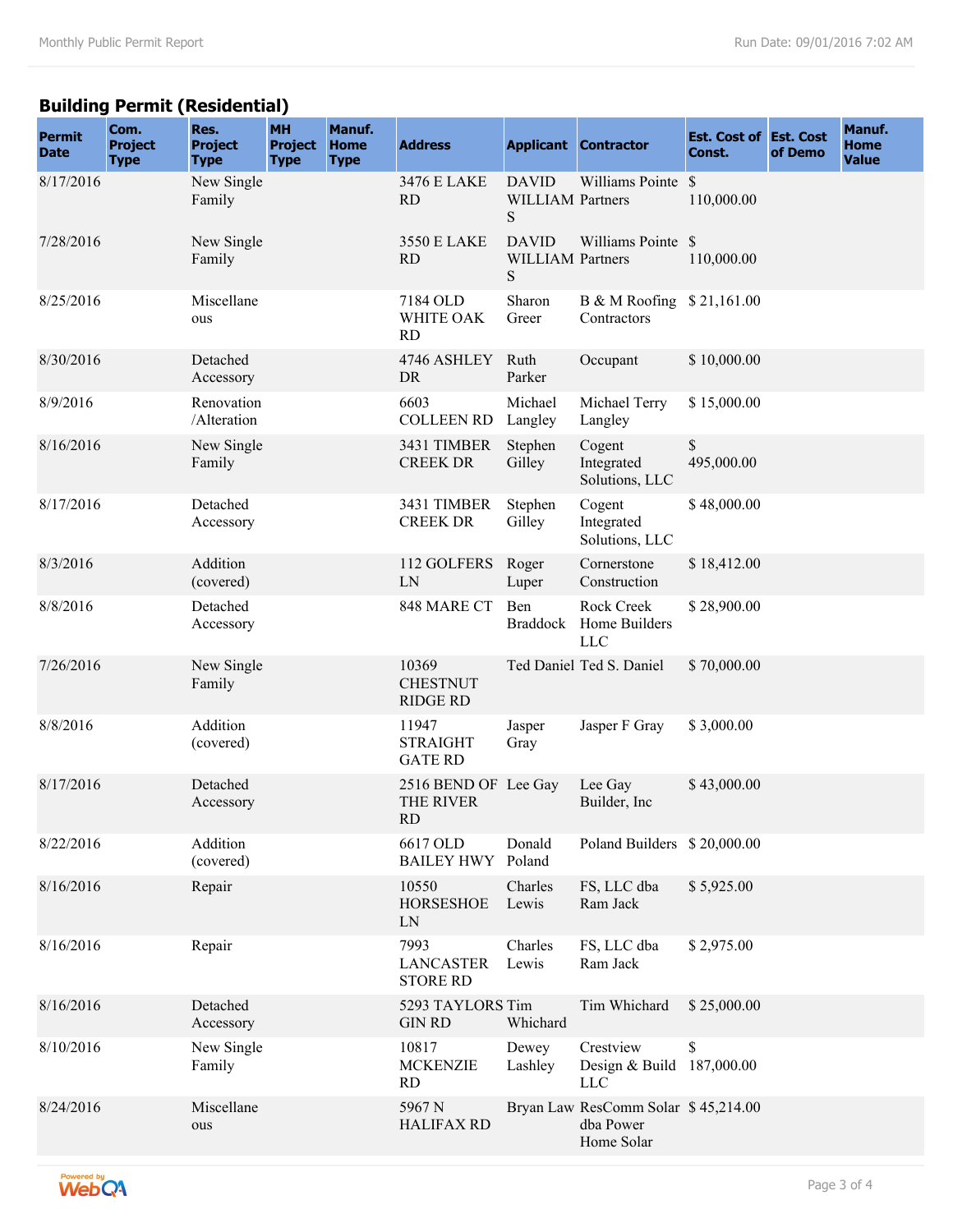## Building Permit (Residential)

| Permit Date | Com. Project Type | Res. Project Type | MH Project Type | Manuf. Home Type | Address | Applicant | Contractor | Est. Cost of Const. | Est. Cost of Demo | Manuf. Home Value |
|---|---|---|---|---|---|---|---|---|---|---|
| 8/17/2016 | | New Single Family | | | 3476 E LAKE RD | DAVID WILLIAMS | Williams Pointe Partners | $ 110,000.00 | | |
| 7/28/2016 | | New Single Family | | | 3550 E LAKE RD | DAVID WILLIAMS | Williams Pointe Partners | $ 110,000.00 | | |
| 8/25/2016 | | Miscellaneous | | | 7184 OLD WHITE OAK RD | Sharon Greer | B & M Roofing Contractors | $ 21,161.00 | | |
| 8/30/2016 | | Detached Accessory | | | 4746 ASHLEY DR | Ruth Parker | Occupant | $ 10,000.00 | | |
| 8/9/2016 | | Renovation /Alteration | | | 6603 COLLEEN RD | Michael Langley | Michael Terry Langley | $ 15,000.00 | | |
| 8/16/2016 | | New Single Family | | | 3431 TIMBER CREEK DR | Stephen Gilley | Cogent Integrated Solutions, LLC | $ 495,000.00 | | |
| 8/17/2016 | | Detached Accessory | | | 3431 TIMBER CREEK DR | Stephen Gilley | Cogent Integrated Solutions, LLC | $ 48,000.00 | | |
| 8/3/2016 | | Addition (covered) | | | 112 GOLFERS LN | Roger Luper | Cornerstone Construction | $ 18,412.00 | | |
| 8/8/2016 | | Detached Accessory | | | 848 MARE CT | Ben Braddock | Rock Creek Home Builders LLC | $ 28,900.00 | | |
| 7/26/2016 | | New Single Family | | | 10369 CHESTNUT RIDGE RD | Ted Daniel | Ted S. Daniel | $ 70,000.00 | | |
| 8/8/2016 | | Addition (covered) | | | 11947 STRAIGHT GATE RD | Jasper Gray | Jasper F Gray | $ 3,000.00 | | |
| 8/17/2016 | | Detached Accessory | | | 2516 BEND OF THE RIVER RD | Lee Gay | Lee Gay Builder, Inc | $ 43,000.00 | | |
| 8/22/2016 | | Addition (covered) | | | 6617 OLD BAILEY HWY | Donald Poland | Poland Builders | $ 20,000.00 | | |
| 8/16/2016 | | Repair | | | 10550 HORSESHOE LN | Charles Lewis | FS, LLC dba Ram Jack | $ 5,925.00 | | |
| 8/16/2016 | | Repair | | | 7993 LANCASTER STORE RD | Charles Lewis | FS, LLC dba Ram Jack | $ 2,975.00 | | |
| 8/16/2016 | | Detached Accessory | | | 5293 TAYLORS GIN RD | Tim Whichard | Tim Whichard | $ 25,000.00 | | |
| 8/10/2016 | | New Single Family | | | 10817 MCKENZIE RD | Dewey Lashley | Crestview Design & Build LLC | $ 187,000.00 | | |
| 8/24/2016 | | Miscellaneous | | | 5967 N HALIFAX RD | Bryan Law | ResComm Solar dba Power Home Solar | $ 45,214.00 | | |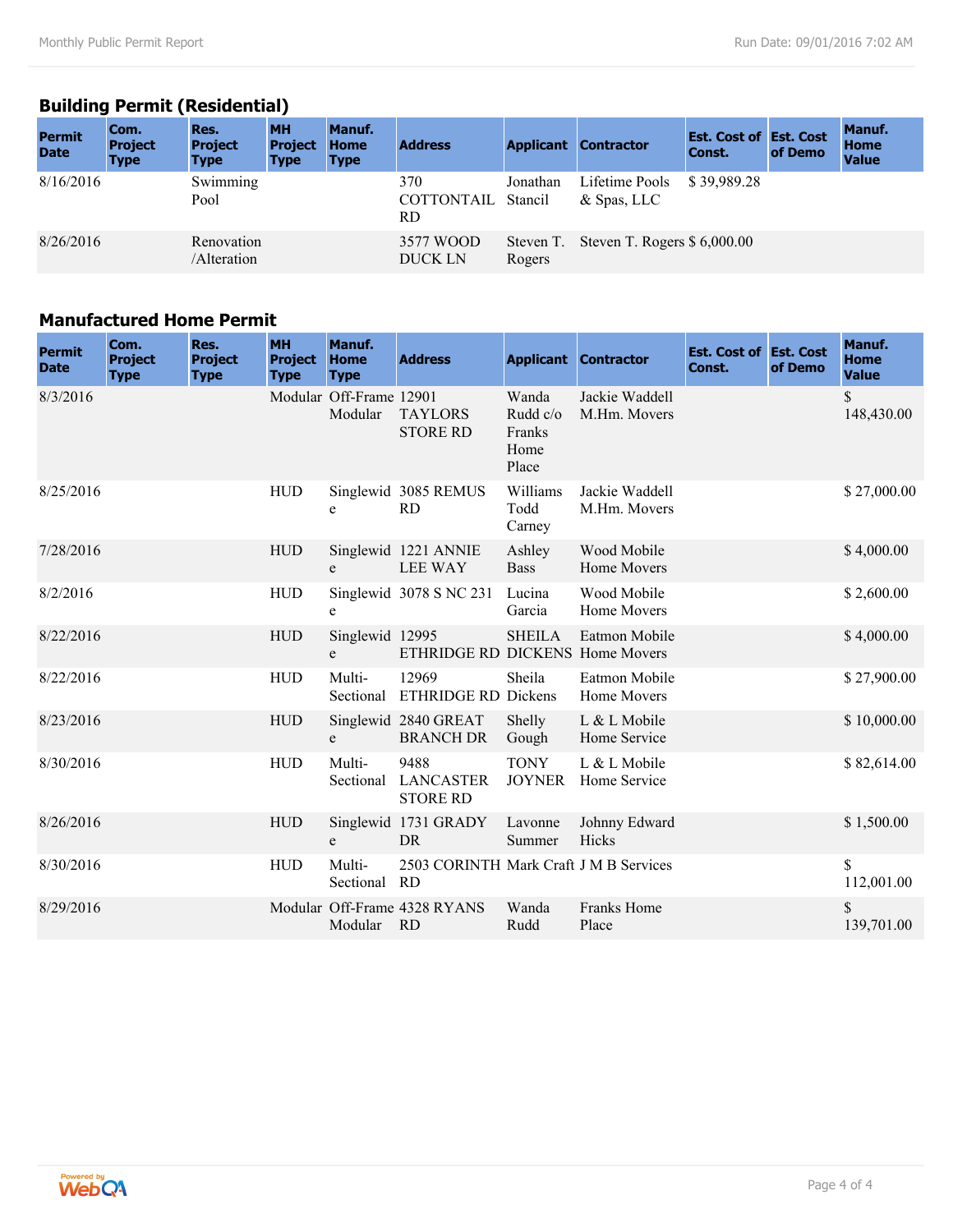## Building Permit (Residential)

| Permit Date | Com. Project Type | Res. Project Type | MH Project Type | Manuf. Home Type | Address | Applicant | Contractor | Est. Cost of Const. | Est. Cost of Demo | Manuf. Home Value |
|---|---|---|---|---|---|---|---|---|---|---|
| 8/16/2016 | | Swimming Pool | | | 370 COTTONTAIL RD | Jonathan Stancil | Lifetime Pools & Spas, LLC | $ 39,989.28 | | |
| 8/26/2016 | | Renovation /Alteration | | | 3577 WOOD DUCK LN | Steven T. Rogers | Steven T. Rogers | $ 6,000.00 | | |

## Manufactured Home Permit

| Permit Date | Com. Project Type | Res. Project Type | MH Project Type | Manuf. Home Type | Address | Applicant | Contractor | Est. Cost of Const. | Est. Cost of Demo | Manuf. Home Value |
|---|---|---|---|---|---|---|---|---|---|---|
| 8/3/2016 | | | Modular | Off-Frame Modular | 12901 TAYLORS STORE RD | Wanda Rudd c/o Franks Home Place | Jackie Waddell M.Hm. Movers | | | $ 148,430.00 |
| 8/25/2016 | | | HUD | Singlewide | 3085 REMUS RD | Williams Todd Carney | Jackie Waddell M.Hm. Movers | | | $ 27,000.00 |
| 7/28/2016 | | | HUD | Singlewide | 1221 ANNIE LEE WAY | Ashley Bass | Wood Mobile Home Movers | | | $ 4,000.00 |
| 8/2/2016 | | | HUD | Singlewide | 3078 S NC 231 | Lucina Garcia | Wood Mobile Home Movers | | | $ 2,600.00 |
| 8/22/2016 | | | HUD | Singlewide | 12995 ETHRIDGE RD | SHEILA DICKENS | Eatmon Mobile Home Movers | | | $ 4,000.00 |
| 8/22/2016 | | | HUD | Multi-Sectional | 12969 ETHRIDGE RD | Sheila Dickens | Eatmon Mobile Home Movers | | | $ 27,900.00 |
| 8/23/2016 | | | HUD | Singlewide | 2840 GREAT BRANCH DR | Shelly Gough | L & L Mobile Home Service | | | $ 10,000.00 |
| 8/30/2016 | | | HUD | Multi-Sectional | 9488 LANCASTER STORE RD | TONY JOYNER | L & L Mobile Home Service | | | $ 82,614.00 |
| 8/26/2016 | | | HUD | Singlewide | 1731 GRADY DR | Lavonne Summer | Johnny Edward Hicks | | | $ 1,500.00 |
| 8/30/2016 | | | HUD | Multi-Sectional | 2503 CORINTH RD | Mark Craft | J M B Services | | | $ 112,001.00 |
| 8/29/2016 | | | Modular | Off-Frame Modular | 4328 RYANS RD | Wanda Rudd | Franks Home Place | | | $ 139,701.00 |